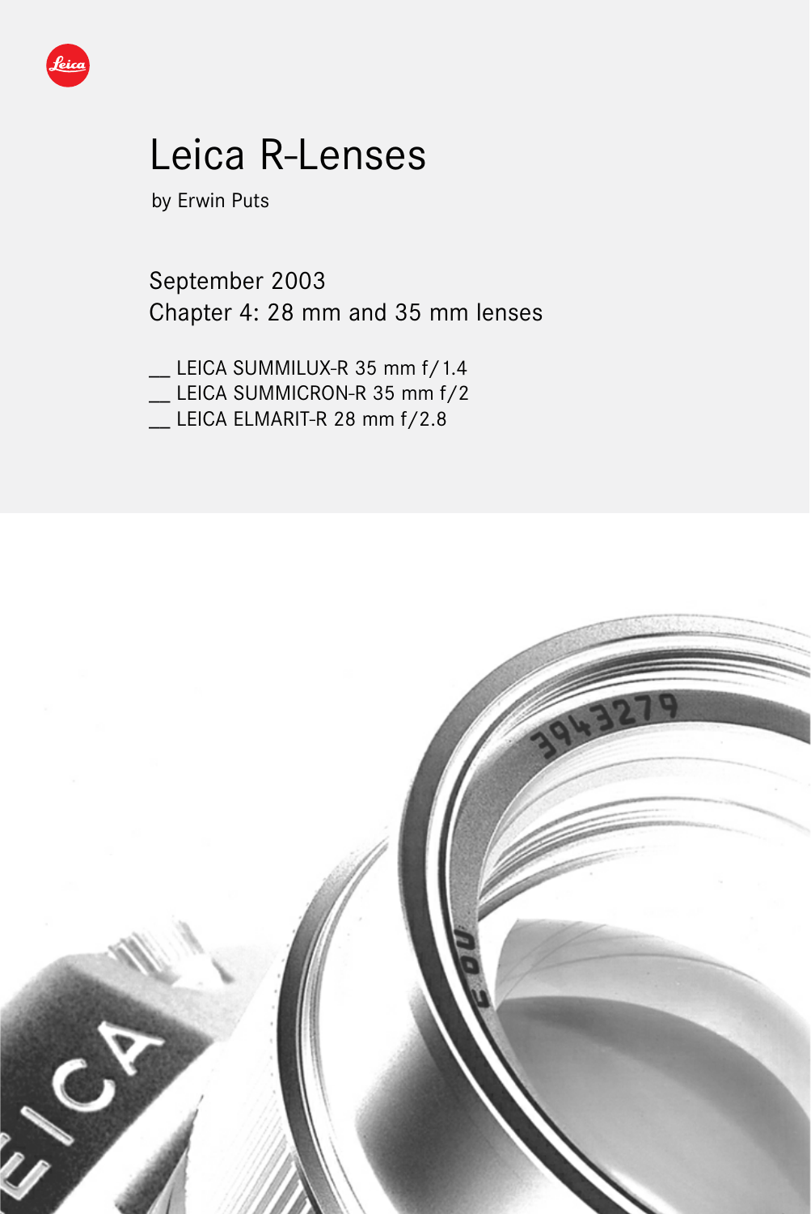# Leica R-Lenses

by Erwin Puts

September 2003
Chapter 4: 28 mm and 35 mm lenses

__ LEICA SUMMILUX-R 35 mm f/1.4
__ LEICA SUMMICRON-R 35 mm f/2
__ LEICA ELMARIT-R 28 mm f/2.8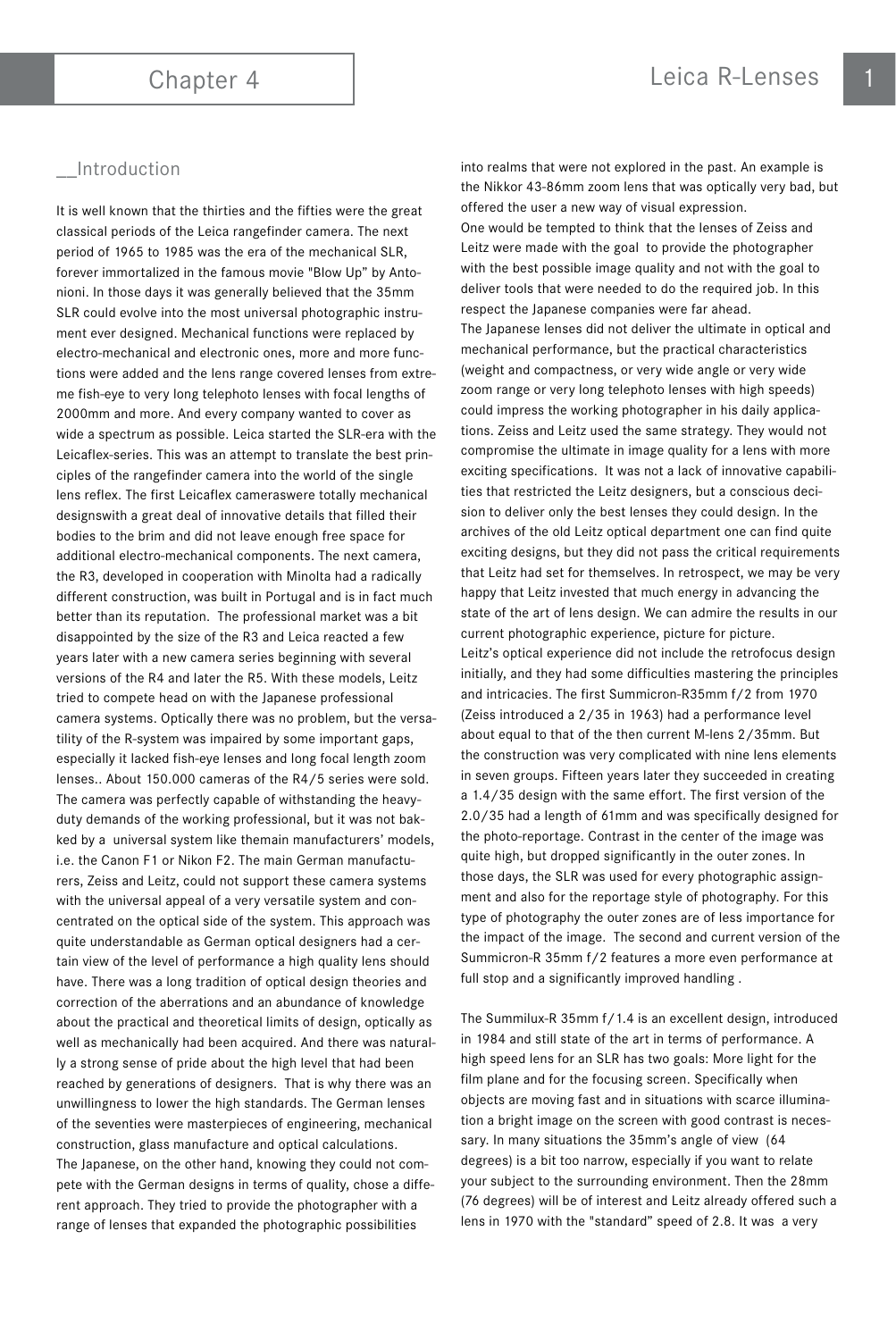# Chapter 4

## Leica R-Lenses

### __Introduction

It is well known that the thirties and the fifties were the great classical periods of the Leica rangefinder camera. The next period of 1965 to 1985 was the era of the mechanical SLR, forever immortalized in the famous movie "Blow Up" by Antonioni. In those days it was generally believed that the 35mm SLR could evolve into the most universal photographic instrument ever designed. Mechanical functions were replaced by electro-mechanical and electronic ones, more and more functions were added and the lens range covered lenses from extreme fish-eye to very long telephoto lenses with focal lengths of 2000mm and more. And every company wanted to cover as wide a spectrum as possible. Leica started the SLR-era with the Leicaflex-series. This was an attempt to translate the best principles of the rangefinder camera into the world of the single lens reflex. The first Leicaflex cameraswere totally mechanical designswith a great deal of innovative details that filled their bodies to the brim and did not leave enough free space for additional electro-mechanical components. The next camera, the R3, developed in cooperation with Minolta had a radically different construction, was built in Portugal and is in fact much better than its reputation. The professional market was a bit disappointed by the size of the R3 and Leica reacted a few years later with a new camera series beginning with several versions of the R4 and later the R5. With these models, Leitz tried to compete head on with the Japanese professional camera systems. Optically there was no problem, but the versatility of the R-system was impaired by some important gaps, especially it lacked fish-eye lenses and long focal length zoom lenses.. About 150.000 cameras of the R4/5 series were sold. The camera was perfectly capable of withstanding the heavy-duty demands of the working professional, but it was not bakked by a universal system like themain manufacturers' models, i.e. the Canon F1 or Nikon F2. The main German manufacturers, Zeiss and Leitz, could not support these camera systems with the universal appeal of a very versatile system and concentrated on the optical side of the system. This approach was quite understandable as German optical designers had a certain view of the level of performance a high quality lens should have. There was a long tradition of optical design theories and correction of the aberrations and an abundance of knowledge about the practical and theoretical limits of design, optically as well as mechanically had been acquired. And there was naturally a strong sense of pride about the high level that had been reached by generations of designers. That is why there was an unwillingness to lower the high standards. The German lenses of the seventies were masterpieces of engineering, mechanical construction, glass manufacture and optical calculations.
The Japanese, on the other hand, knowing they could not compete with the German designs in terms of quality, chose a different approach. They tried to provide the photographer with a range of lenses that expanded the photographic possibilities into realms that were not explored in the past. An example is the Nikkor 43-86mm zoom lens that was optically very bad, but offered the user a new way of visual expression.
One would be tempted to think that the lenses of Zeiss and Leitz were made with the goal to provide the photographer with the best possible image quality and not with the goal to deliver tools that were needed to do the required job. In this respect the Japanese companies were far ahead.
The Japanese lenses did not deliver the ultimate in optical and mechanical performance, but the practical characteristics (weight and compactness, or very wide angle or very wide zoom range or very long telephoto lenses with high speeds) could impress the working photographer in his daily applications. Zeiss and Leitz used the same strategy. They would not compromise the ultimate in image quality for a lens with more exciting specifications. It was not a lack of innovative capabilities that restricted the Leitz designers, but a conscious decision to deliver only the best lenses they could design. In the archives of the old Leitz optical department one can find quite exciting designs, but they did not pass the critical requirements that Leitz had set for themselves. In retrospect, we may be very happy that Leitz invested that much energy in advancing the state of the art of lens design. We can admire the results in our current photographic experience, picture for picture.
Leitz's optical experience did not include the retrofocus design initially, and they had some difficulties mastering the principles and intricacies. The first Summicron-R35mm f/2 from 1970 (Zeiss introduced a 2/35 in 1963) had a performance level about equal to that of the then current M-lens 2/35mm. But the construction was very complicated with nine lens elements in seven groups. Fifteen years later they succeeded in creating a 1.4/35 design with the same effort. The first version of the 2.0/35 had a length of 61mm and was specifically designed for the photo-reportage. Contrast in the center of the image was quite high, but dropped significantly in the outer zones. In those days, the SLR was used for every photographic assignment and also for the reportage style of photography. For this type of photography the outer zones are of less importance for the impact of the image. The second and current version of the Summicron-R 35mm f/2 features a more even performance at full stop and a significantly improved handling .

The Summilux-R 35mm f/1.4 is an excellent design, introduced in 1984 and still state of the art in terms of performance. A high speed lens for an SLR has two goals: More light for the film plane and for the focusing screen. Specifically when objects are moving fast and in situations with scarce illumination a bright image on the screen with good contrast is necessary. In many situations the 35mm's angle of view (64 degrees) is a bit too narrow, especially if you want to relate your subject to the surrounding environment. Then the 28mm (76 degrees) will be of interest and Leitz already offered such a lens in 1970 with the "standard" speed of 2.8. It was a very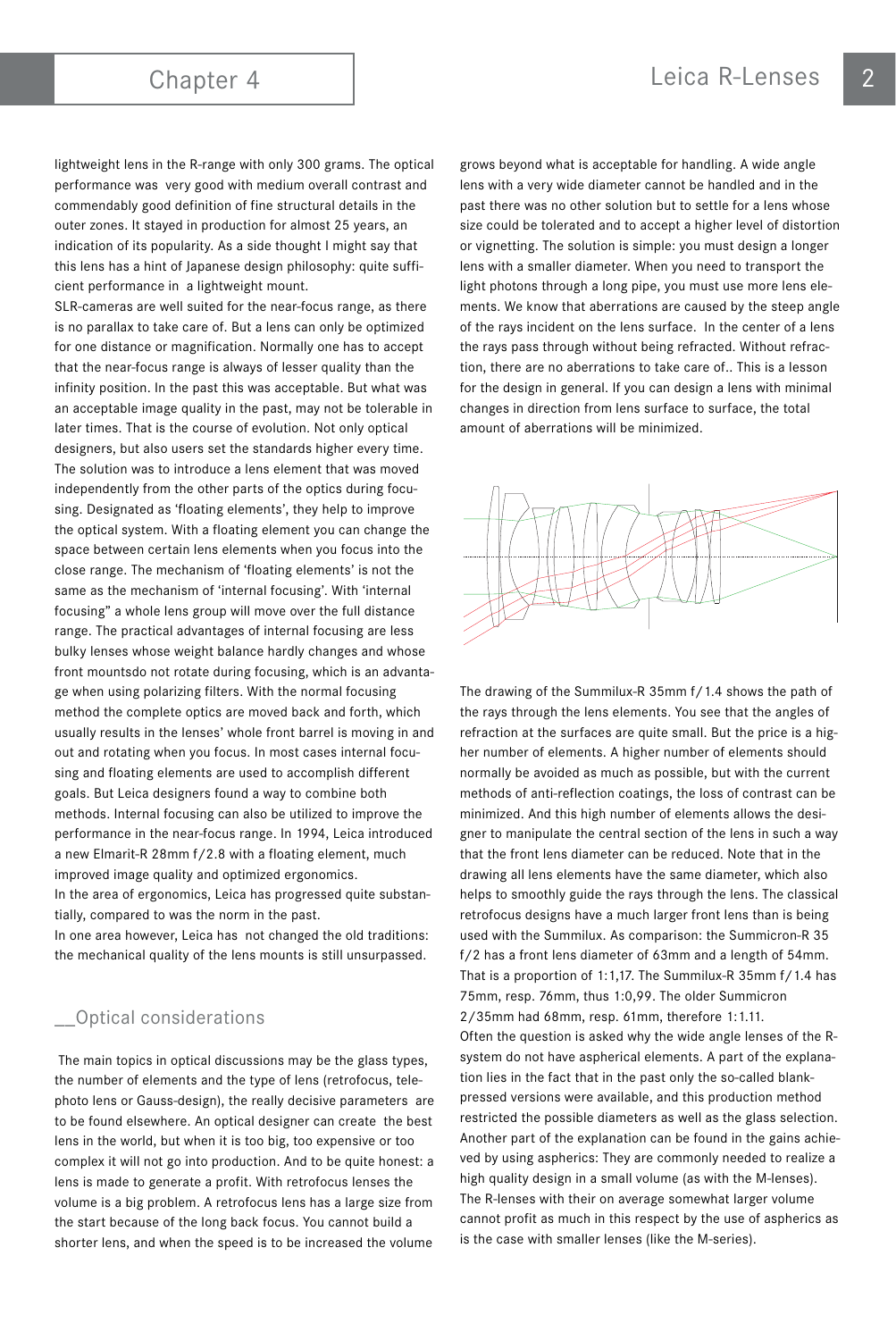lightweight lens in the R-range with only 300 grams. The optical performance was very good with medium overall contrast and commendably good definition of fine structural details in the outer zones. It stayed in production for almost 25 years, an indication of its popularity. As a side thought I might say that this lens has a hint of Japanese design philosophy: quite sufficient performance in a lightweight mount.

SLR-cameras are well suited for the near-focus range, as there is no parallax to take care of. But a lens can only be optimized for one distance or magnification. Normally one has to accept that the near-focus range is always of lesser quality than the infinity position. In the past this was acceptable. But what was an acceptable image quality in the past, may not be tolerable in later times. That is the course of evolution. Not only optical designers, but also users set the standards higher every time. The solution was to introduce a lens element that was moved independently from the other parts of the optics during focusing. Designated as 'floating elements', they help to improve the optical system. With a floating element you can change the space between certain lens elements when you focus into the close range. The mechanism of 'floating elements' is not the same as the mechanism of 'internal focusing'. With 'internal focusing" a whole lens group will move over the full distance range. The practical advantages of internal focusing are less bulky lenses whose weight balance hardly changes and whose front mountsdo not rotate during focusing, which is an advantage when using polarizing filters. With the normal focusing method the complete optics are moved back and forth, which usually results in the lenses' whole front barrel is moving in and out and rotating when you focus. In most cases internal focusing and floating elements are used to accomplish different goals. But Leica designers found a way to combine both methods. Internal focusing can also be utilized to improve the performance in the near-focus range. In 1994, Leica introduced a new Elmarit-R 28mm f/2.8 with a floating element, much improved image quality and optimized ergonomics.

In the area of ergonomics, Leica has progressed quite substantially, compared to was the norm in the past.

In one area however, Leica has not changed the old traditions: the mechanical quality of the lens mounts is still unsurpassed.

## __Optical considerations

The main topics in optical discussions may be the glass types, the number of elements and the type of lens (retrofocus, telephoto lens or Gauss-design), the really decisive parameters are to be found elsewhere. An optical designer can create the best lens in the world, but when it is too big, too expensive or too complex it will not go into production. And to be quite honest: a lens is made to generate a profit. With retrofocus lenses the volume is a big problem. A retrofocus lens has a large size from the start because of the long back focus. You cannot build a shorter lens, and when the speed is to be increased the volume grows beyond what is acceptable for handling. A wide angle lens with a very wide diameter cannot be handled and in the past there was no other solution but to settle for a lens whose size could be tolerated and to accept a higher level of distortion or vignetting. The solution is simple: you must design a longer lens with a smaller diameter. When you need to transport the light photons through a long pipe, you must use more lens elements. We know that aberrations are caused by the steep angle of the rays incident on the lens surface. In the center of a lens the rays pass through without being refracted. Without refraction, there are no aberrations to take care of.. This is a lesson for the design in general. If you can design a lens with minimal changes in direction from lens surface to surface, the total amount of aberrations will be minimized.

The drawing of the Summilux-R 35mm f/1.4 shows the path of the rays through the lens elements. You see that the angles of refraction at the surfaces are quite small. But the price is a higher number of elements. A higher number of elements should normally be avoided as much as possible, but with the current methods of anti-reflection coatings, the loss of contrast can be minimized. And this high number of elements allows the designer to manipulate the central section of the lens in such a way that the front lens diameter can be reduced. Note that in the drawing all lens elements have the same diameter, which also helps to smoothly guide the rays through the lens. The classical retrofocus designs have a much larger front lens than is being used with the Summilux. As comparison: the Summicron-R 35 f/2 has a front lens diameter of 63mm and a length of 54mm. That is a proportion of 1:1,17. The Summilux-R 35mm f/1.4 has 75mm, resp. 76mm, thus 1:0,99. The older Summicron 2/35mm had 68mm, resp. 61mm, therefore 1:1.11.

Often the question is asked why the wide angle lenses of the R-system do not have aspherical elements. A part of the explanation lies in the fact that in the past only the so-called blank-pressed versions were available, and this production method restricted the possible diameters as well as the glass selection. Another part of the explanation can be found in the gains achieved by using asphericss: They are commonly needed to realize a high quality design in a small volume (as with the M-lenses). The R-lenses with their on average somewhat larger volume cannot profit as much in this respect by the use of aspherics as is the case with smaller lenses (like the M-series).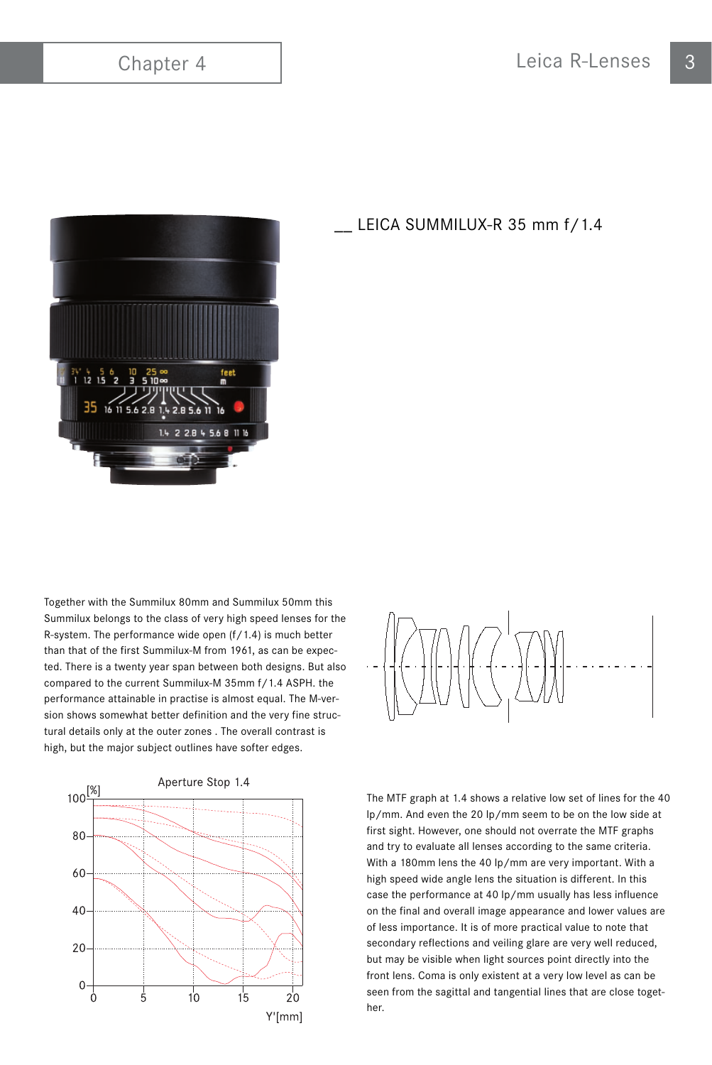## __ LEICA SUMMILUX-R 35 mm f/1.4

Together with the Summilux 80mm and Summilux 50mm this Summilux belongs to the class of very high speed lenses for the R-system. The performance wide open (f/1.4) is much better than that of the first Summilux-M from 1961, as can be expected. There is a twenty year span between both designs. But also compared to the current Summilux-M 35mm f/1.4 ASPH. the performance attainable in practise is almost equal. The M-version shows somewhat better definition and the very fine structural details only at the outer zones . The overall contrast is high, but the major subject outlines have softer edges.

Aperture Stop 1.4

The MTF graph at 1.4 shows a relative low set of lines for the 40 lp/mm. And even the 20 lp/mm seem to be on the low side at first sight. However, one should not overrate the MTF graphs and try to evaluate all lenses according to the same criteria. With a 180mm lens the 40 lp/mm are very important. With a high speed wide angle lens the situation is different. In this case the performance at 40 lp/mm usually has less influence on the final and overall image appearance and lower values are of less importance. It is of more practical value to note that secondary reflections and veiling glare are very well reduced, but may be visible when light sources point directly into the front lens. Coma is only existent at a very low level as can be seen from the sagittal and tangential lines that are close together.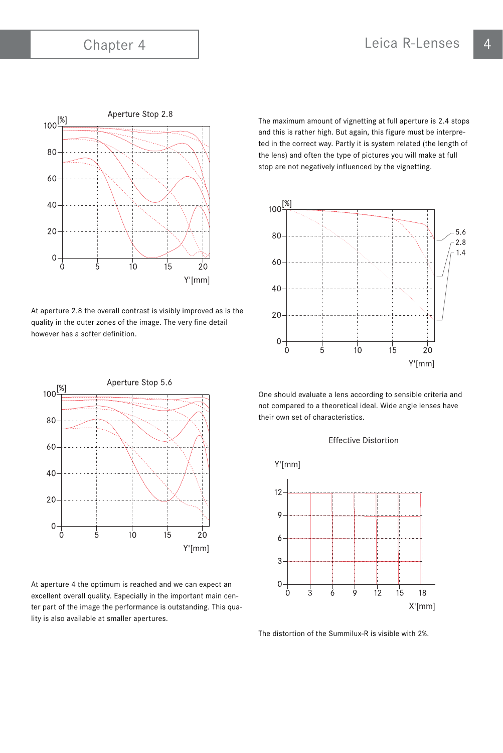Aperture Stop 2.8

At aperture 2.8 the overall contrast is visibly improved as is the quality in the outer zones of the image. The very fine detail however has a softer definition.

Aperture Stop 5.6

At aperture 4 the optimum is reached and we can expect an excellent overall quality. Especially in the important main center part of the image the performance is outstanding. This quality is also available at smaller apertures.

The maximum amount of vignetting at full aperture is 2.4 stops and this is rather high. But again, this figure must be interpreted in the correct way. Partly it is system related (the length of the lens) and often the type of pictures you will make at full stop are not negatively influenced by the vignetting.

One should evaluate a lens according to sensible criteria and not compared to a theoretical ideal. Wide angle lenses have their own set of characteristics.

Effective Distortion

The distortion of the Summilux-R is visible with 2%.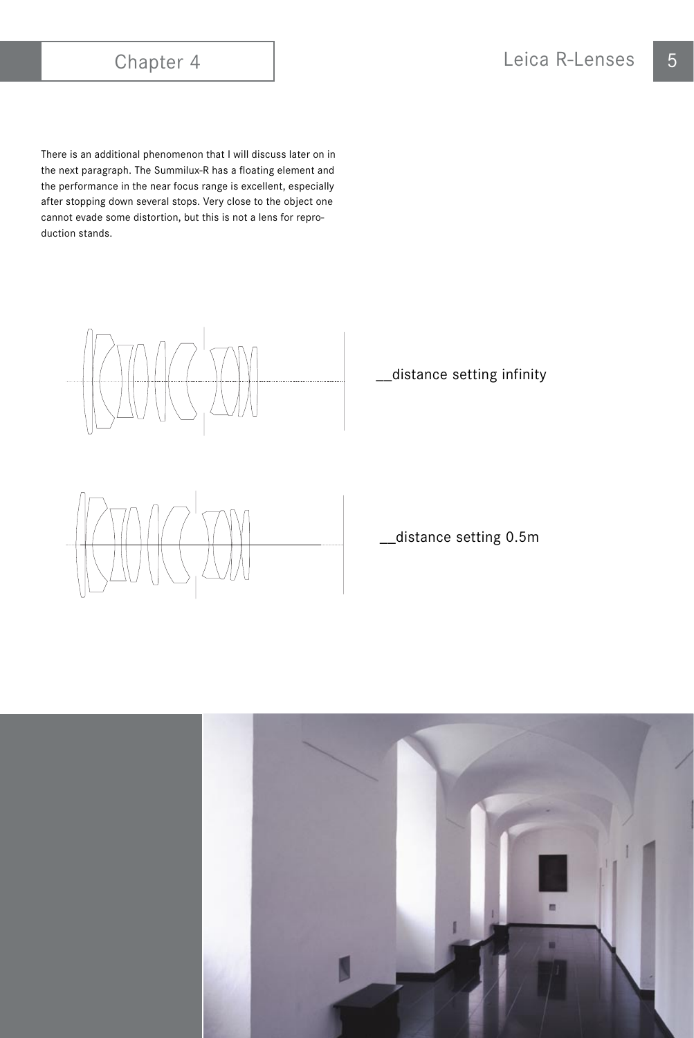There is an additional phenomenon that I will discuss later on in the next paragraph. The Summilux-R has a floating element and the performance in the near focus range is excellent, especially after stopping down several stops. Very close to the object one cannot evade some distortion, but this is not a lens for reproduction stands.

__distance setting infinity

__distance setting 0.5m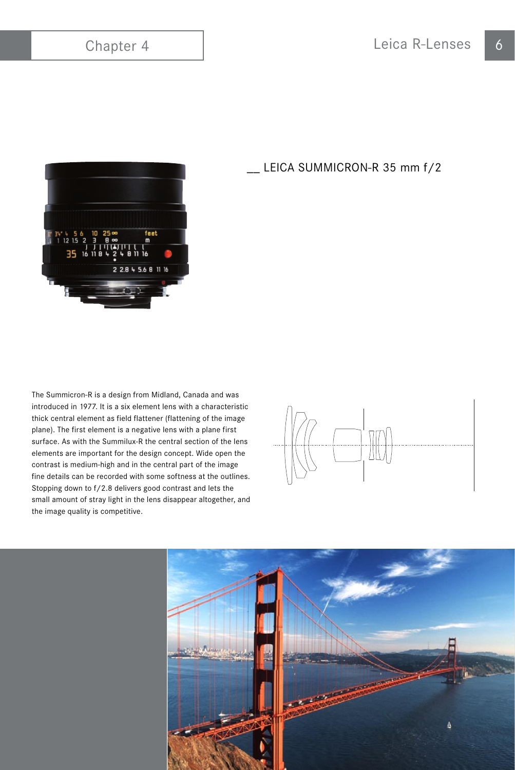## __ LEICA SUMMICRON-R 35 mm f/2

The Summicron-R is a design from Midland, Canada and was introduced in 1977. It is a six element lens with a characteristic thick central element as field flattener (flattening of the image plane). The first element is a negative lens with a plane first surface. As with the Summilux-R the central section of the lens elements are important for the design concept. Wide open the contrast is medium-high and in the central part of the image fine details can be recorded with some softness at the outlines. Stopping down to f/2.8 delivers good contrast and lets the small amount of stray light in the lens disappear altogether, and the image quality is competitive.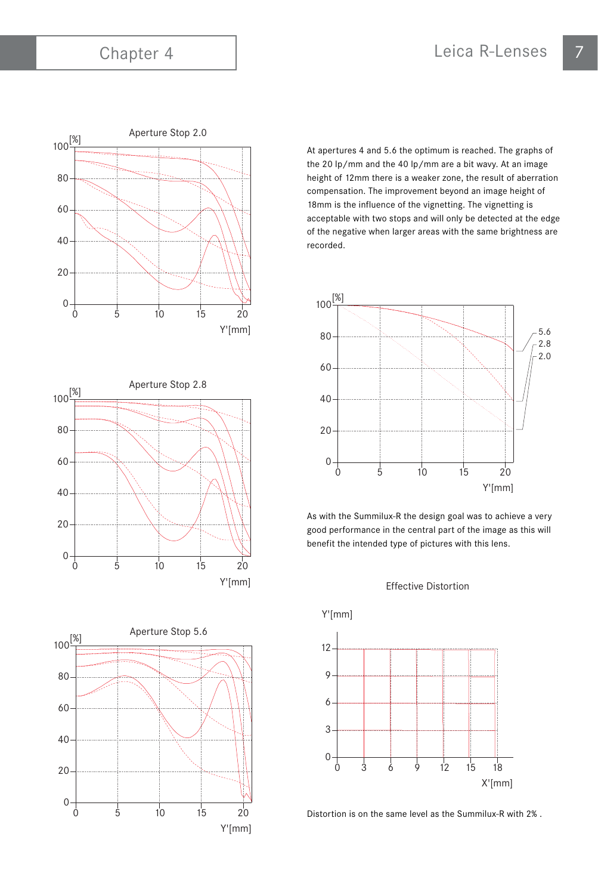At apertures 4 and 5.6 the optimum is reached. The graphs of the 20 lp/mm and the 40 lp/mm are a bit wavy. At an image height of 12mm there is a weaker zone, the result of aberration compensation. The improvement beyond an image height of 18mm is the influence of the vignetting. The vignetting is acceptable with two stops and will only be detected at the edge of the negative when larger areas with the same brightness are recorded.

As with the Summilux-R the design goal was to achieve a very good performance in the central part of the image as this will benefit the intended type of pictures with this lens.

Effective Distortion

Distortion is on the same level as the Summilux-R with 2% .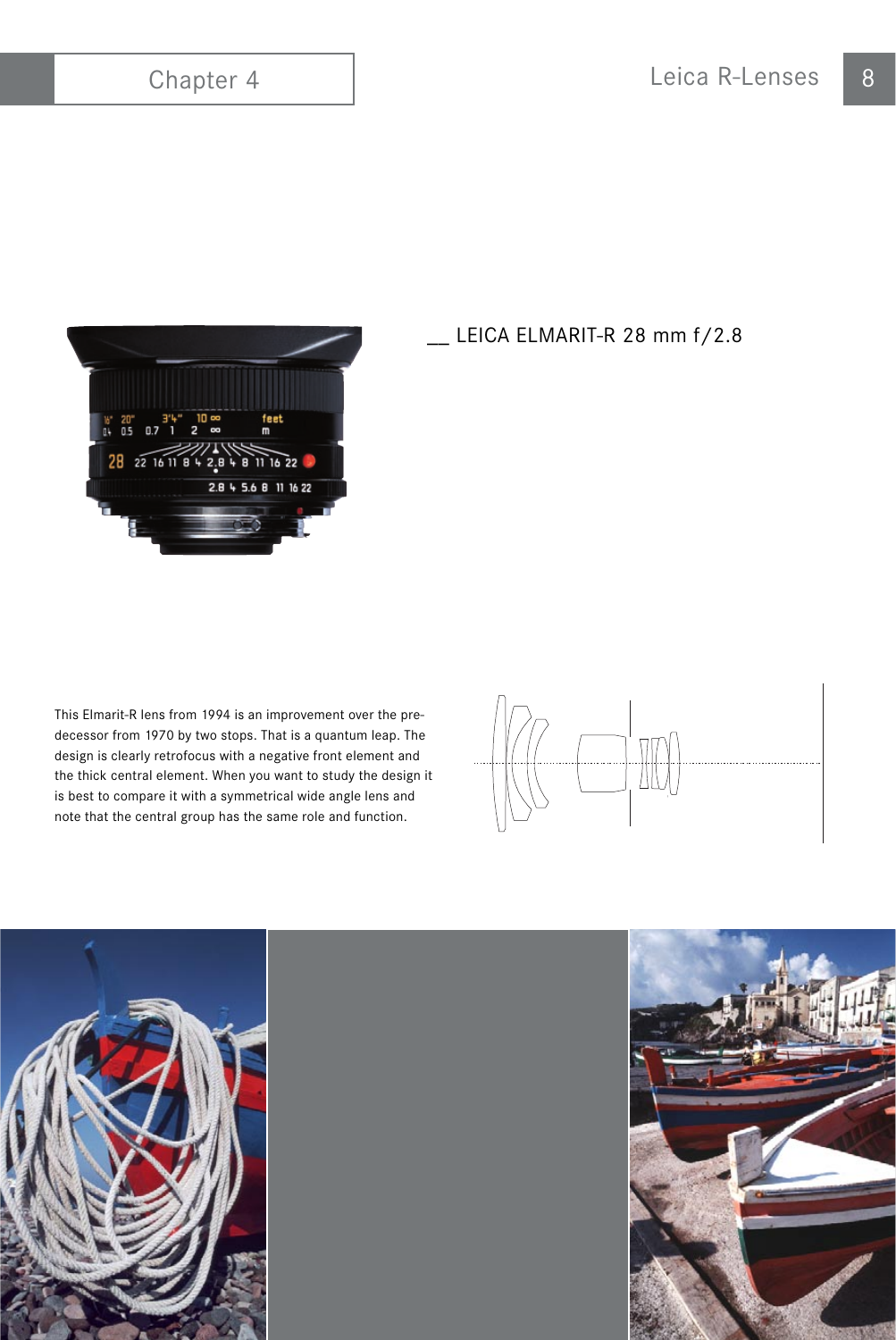## __ LEICA ELMARIT-R 28 mm f/2.8

This Elmarit-R lens from 1994 is an improvement over the predecessor from 1970 by two stops. That is a quantum leap. The design is clearly retrofocus with a negative front element and the thick central element. When you want to study the design it is best to compare it with a symmetrical wide angle lens and note that the central group has the same role and function.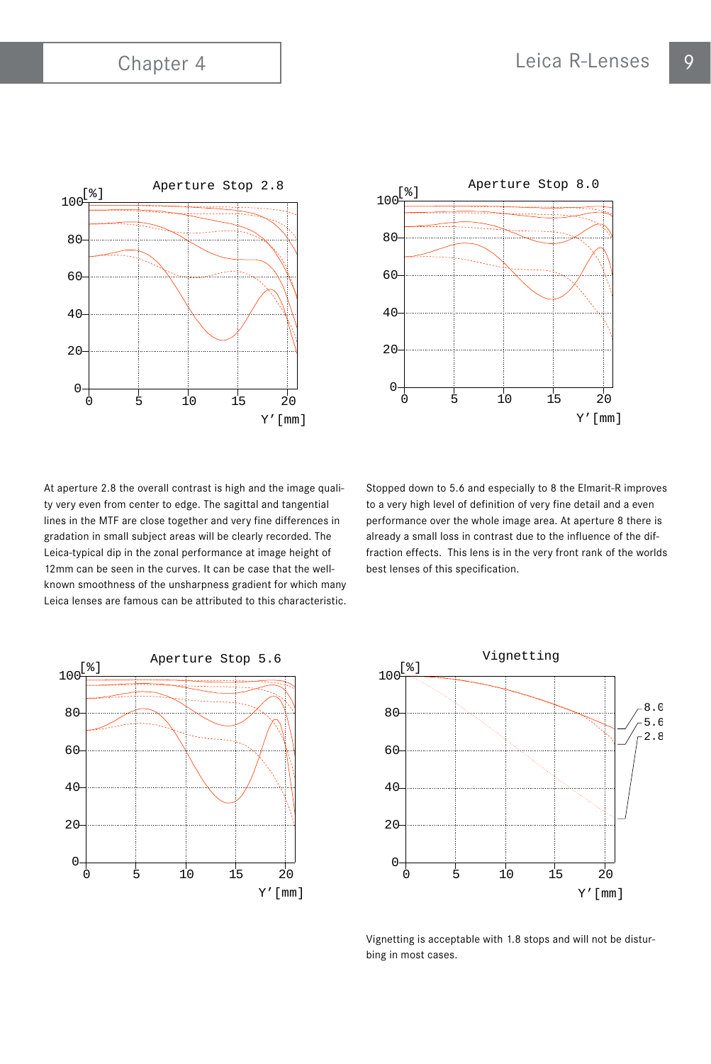At aperture 2.8 the overall contrast is high and the image quality very even from center to edge. The sagittal and tangential lines in the MTF are close together and very fine differences in gradation in small subject areas will be clearly recorded. The Leica-typical dip in the zonal performance at image height of 12mm can be seen in the curves. It can be case that the well-known smoothness of the unsharpness gradient for which many Leica lenses are famous can be attributed to this characteristic.

Stopped down to 5.6 and especially to 8 the Elmarit-R improves to a very high level of definition of very fine detail and a even performance over the whole image area. At aperture 8 there is already a small loss in contrast due to the influence of the diffraction effects. This lens is in the very front rank of the worlds best lenses of this specification.

Vignetting is acceptable with 1.8 stops and will not be disturbing in most cases.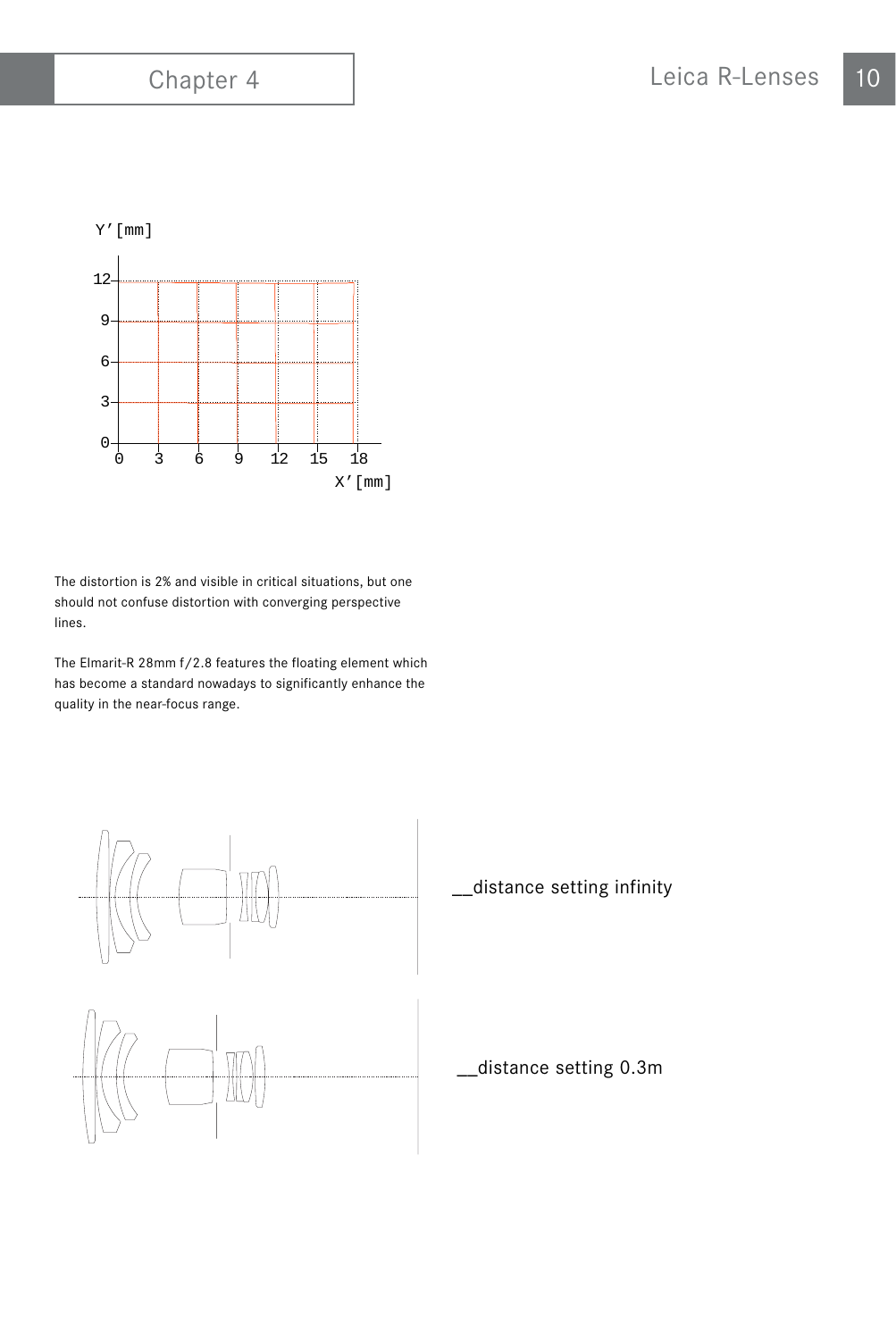The distortion is 2% and visible in critical situations, but one should not confuse distortion with converging perspective lines.

The Elmarit-R 28mm f/2.8 features the floating element which has become a standard nowadays to significantly enhance the quality in the near-focus range.

__distance setting infinity

__distance setting 0.3m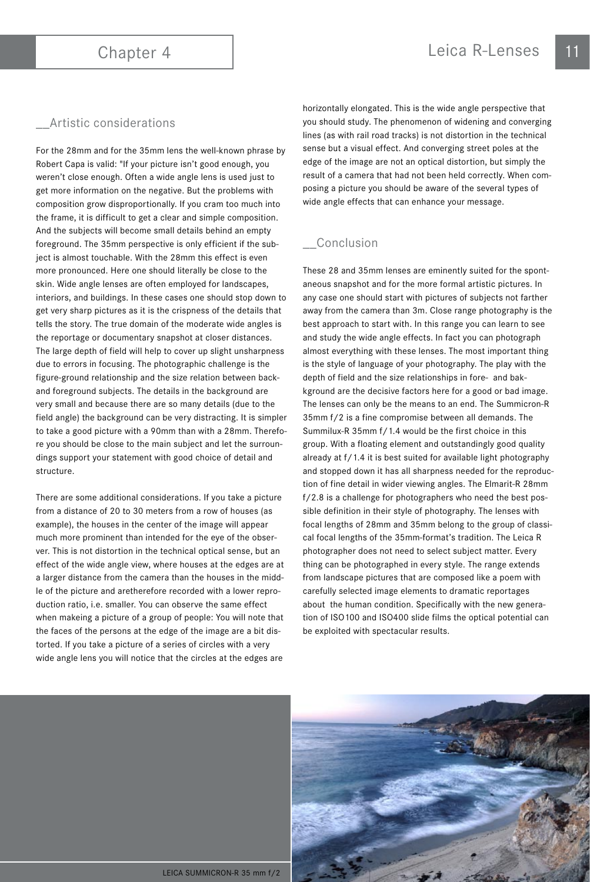## Artistic considerations

For the 28mm and for the 35mm lens the well-known phrase by Robert Capa is valid: "If your picture isn't good enough, you weren't close enough. Often a wide angle lens is used just to get more information on the negative. But the problems with composition grow disproportionally. If you cram too much into the frame, it is difficult to get a clear and simple composition. And the subjects will become small details behind an empty foreground. The 35mm perspective is only efficient if the subject is almost touchable. With the 28mm this effect is even more pronounced. Here one should literally be close to the skin. Wide angle lenses are often employed for landscapes, interiors, and buildings. In these cases one should stop down to get very sharp pictures as it is the crispness of the details that tells the story. The true domain of the moderate wide angles is the reportage or documentary snapshot at closer distances. The large depth of field will help to cover up slight unsharpness due to errors in focusing. The photographic challenge is the figure-ground relationship and the size relation between back- and foreground subjects. The details in the background are very small and because there are so many details (due to the field angle) the background can be very distracting. It is simpler to take a good picture with a 90mm than with a 28mm. Therefore you should be close to the main subject and let the surroundings support your statement with good choice of detail and structure.

There are some additional considerations. If you take a picture from a distance of 20 to 30 meters from a row of houses (as example), the houses in the center of the image will appear much more prominent than intended for the eye of the observer. This is not distortion in the technical optical sense, but an effect of the wide angle view, where houses at the edges are at a larger distance from the camera than the houses in the middle of the picture and aretherefore recorded with a lower reproduction ratio, i.e. smaller. You can observe the same effect when makeing a picture of a group of people: You will note that the faces of the persons at the edge of the image are a bit distorted. If you take a picture of a series of circles with a very wide angle lens you will notice that the circles at the edges are horizontally elongated. This is the wide angle perspective that you should study. The phenomenon of widening and converging lines (as with rail road tracks) is not distortion in the technical sense but a visual effect. And converging street poles at the edge of the image are not an optical distortion, but simply the result of a camera that had not been held correctly. When composing a picture you should be aware of the several types of wide angle effects that can enhance your message.

## Conclusion

These 28 and 35mm lenses are eminently suited for the spontaneous snapshot and for the more formal artistic pictures. In any case one should start with pictures of subjects not farther away from the camera than 3m. Close range photography is the best approach to start with. In this range you can learn to see and study the wide angle effects. In fact you can photograph almost everything with these lenses. The most important thing is the style of language of your photography. The play with the depth of field and the size relationships in fore- and background are the decisive factors here for a good or bad image. The lenses can only be the means to an end. The Summicron-R 35mm f/2 is a fine compromise between all demands. The Summilux-R 35mm f/1.4 would be the first choice in this group. With a floating element and outstandingly good quality already at f/1.4 it is best suited for available light photography and stopped down it has all sharpness needed for the reproduction of fine detail in wider viewing angles. The Elmarit-R 28mm f/2.8 is a challenge for photographers who need the best possible definition in their style of photography. The lenses with focal lengths of 28mm and 35mm belong to the group of classical focal lengths of the 35mm-format's tradition. The Leica R photographer does not need to select subject matter. Every thing can be photographed in every style. The range extends from landscape pictures that are composed like a poem with carefully selected image elements to dramatic reportages about the human condition. Specifically with the new generation of ISO100 and ISO400 slide films the optical potential can be exploited with spectacular results.

LEICA SUMMICRON-R 35 mm f/2